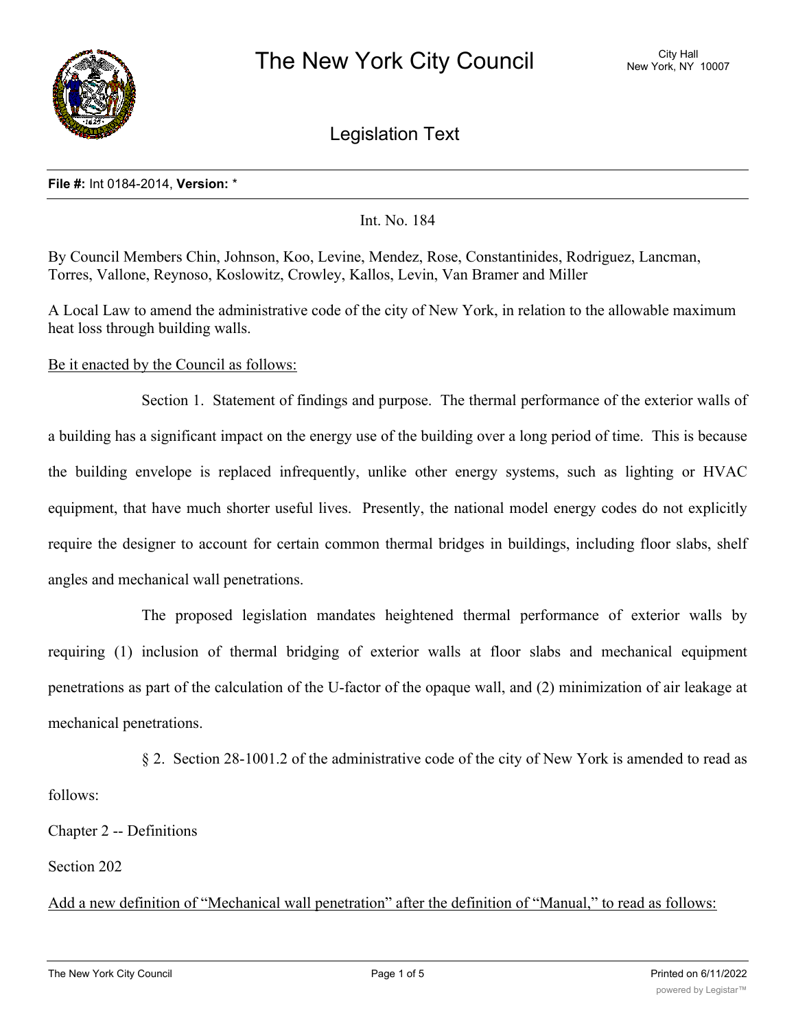# The New York City Council

City Hall
New York, NY 10007

## Legislation Text

**File #:** Int 0184-2014, **Version:** *

Int. No. 184

By Council Members Chin, Johnson, Koo, Levine, Mendez, Rose, Constantinides, Rodriguez, Lancman, Torres, Vallone, Reynoso, Koslowitz, Crowley, Kallos, Levin, Van Bramer and Miller

A Local Law to amend the administrative code of the city of New York, in relation to the allowable maximum heat loss through building walls.

Be it enacted by the Council as follows:

Section 1. Statement of findings and purpose. The thermal performance of the exterior walls of a building has a significant impact on the energy use of the building over a long period of time. This is because the building envelope is replaced infrequently, unlike other energy systems, such as lighting or HVAC equipment, that have much shorter useful lives. Presently, the national model energy codes do not explicitly require the designer to account for certain common thermal bridges in buildings, including floor slabs, shelf angles and mechanical wall penetrations.

The proposed legislation mandates heightened thermal performance of exterior walls by requiring (1) inclusion of thermal bridging of exterior walls at floor slabs and mechanical equipment penetrations as part of the calculation of the U-factor of the opaque wall, and (2) minimization of air leakage at mechanical penetrations.

§ 2. Section 28-1001.2 of the administrative code of the city of New York is amended to read as follows:

Chapter 2 -- Definitions

Section 202

Add a new definition of "Mechanical wall penetration" after the definition of "Manual," to read as follows: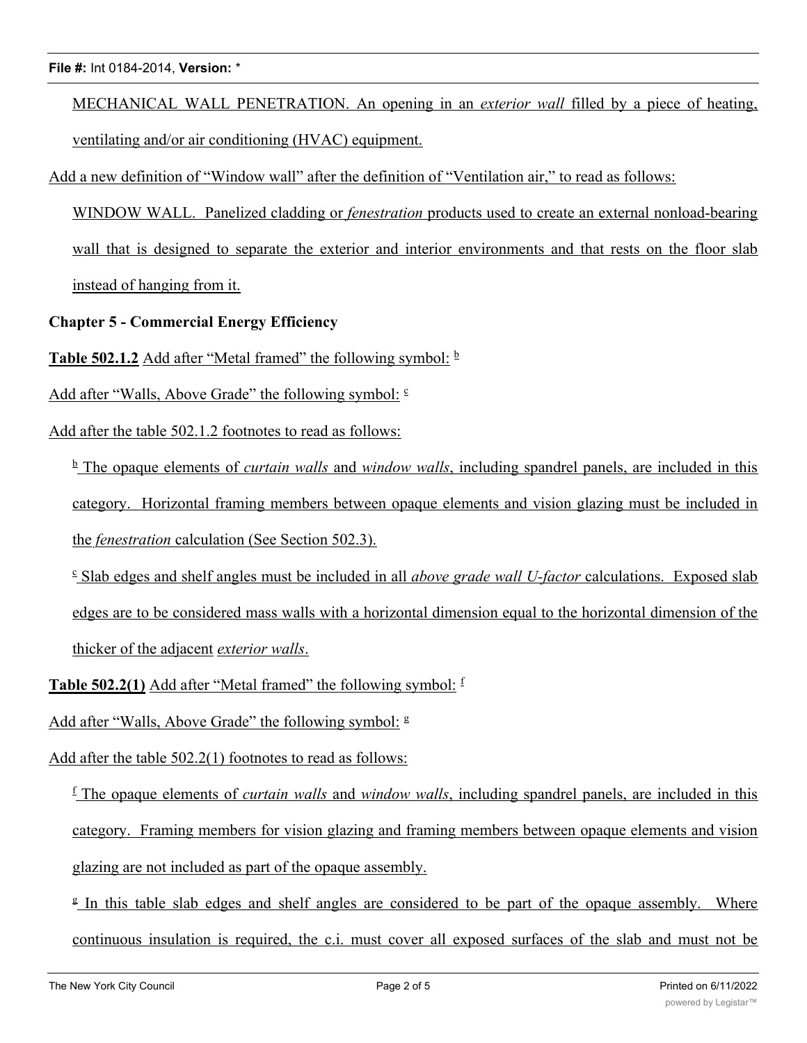MECHANICAL WALL PENETRATION. An opening in an *exterior wall* filled by a piece of heating, ventilating and/or air conditioning (HVAC) equipment.

Add a new definition of "Window wall" after the definition of "Ventilation air," to read as follows:

WINDOW WALL. Panelized cladding or *fenestration* products used to create an external nonload-bearing wall that is designed to separate the exterior and interior environments and that rests on the floor slab instead of hanging from it.

**Chapter 5 - Commercial Energy Efficiency**

**Table 502.1.2** Add after "Metal framed" the following symbol: [b]

Add after "Walls, Above Grade" the following symbol: [c]

Add after the table 502.1.2 footnotes to read as follows:

[b] The opaque elements of *curtain walls* and *window walls*, including spandrel panels, are included in this category. Horizontal framing members between opaque elements and vision glazing must be included in the *fenestration* calculation (See Section 502.3).

[c] Slab edges and shelf angles must be included in all *above grade wall U-factor* calculations. Exposed slab edges are to be considered mass walls with a horizontal dimension equal to the horizontal dimension of the thicker of the adjacent *exterior walls*.

**Table 502.2(1)** Add after "Metal framed" the following symbol: [f]

Add after "Walls, Above Grade" the following symbol: [g]

Add after the table 502.2(1) footnotes to read as follows:

[f] The opaque elements of *curtain walls* and *window walls*, including spandrel panels, are included in this category. Framing members for vision glazing and framing members between opaque elements and vision glazing are not included as part of the opaque assembly.

[g] In this table slab edges and shelf angles are considered to be part of the opaque assembly. Where continuous insulation is required, the c.i. must cover all exposed surfaces of the slab and must not be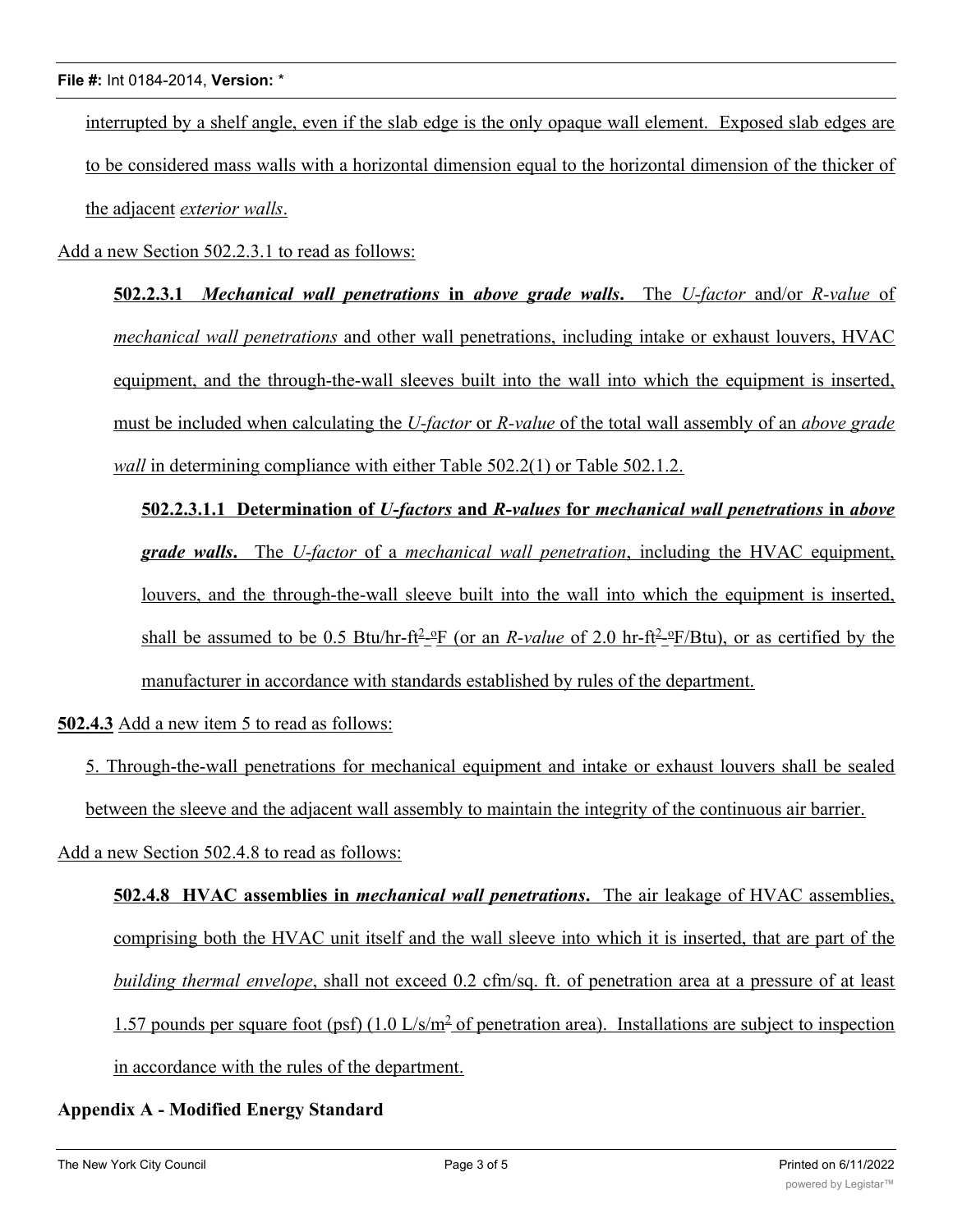interrupted by a shelf angle, even if the slab edge is the only opaque wall element. Exposed slab edges are to be considered mass walls with a horizontal dimension equal to the horizontal dimension of the thicker of the adjacent *exterior walls*.

Add a new Section 502.2.3.1 to read as follows:

**502.2.3.1 *Mechanical wall penetrations* in *above grade walls*.** The *U-factor* and/or *R-value* of *mechanical wall penetrations* and other wall penetrations, including intake or exhaust louvers, HVAC equipment, and the through-the-wall sleeves built into the wall into which the equipment is inserted, must be included when calculating the *U-factor* or *R-value* of the total wall assembly of an *above grade wall* in determining compliance with either Table 502.2(1) or Table 502.1.2.

**502.2.3.1.1 Determination of *U-factors* and *R-values* for *mechanical wall penetrations* in *above grade walls*.** The *U-factor* of a *mechanical wall penetration*, including the HVAC equipment, louvers, and the through-the-wall sleeve built into the wall into which the equipment is inserted, shall be assumed to be 0.5 Btu/hr-ft$^2$-ºF (or an *R-value* of 2.0 hr-ft$^2$-ºF/Btu), or as certified by the manufacturer in accordance with standards established by rules of the department.

**502.4.3** Add a new item 5 to read as follows:

5. Through-the-wall penetrations for mechanical equipment and intake or exhaust louvers shall be sealed between the sleeve and the adjacent wall assembly to maintain the integrity of the continuous air barrier.

Add a new Section 502.4.8 to read as follows:

**502.4.8 HVAC assemblies in *mechanical wall penetrations*.** The air leakage of HVAC assemblies, comprising both the HVAC unit itself and the wall sleeve into which it is inserted, that are part of the *building thermal envelope*, shall not exceed 0.2 cfm/sq. ft. of penetration area at a pressure of at least 1.57 pounds per square foot (psf) (1.0 L/s/m$^2$ of penetration area). Installations are subject to inspection in accordance with the rules of the department.

**Appendix A - Modified Energy Standard**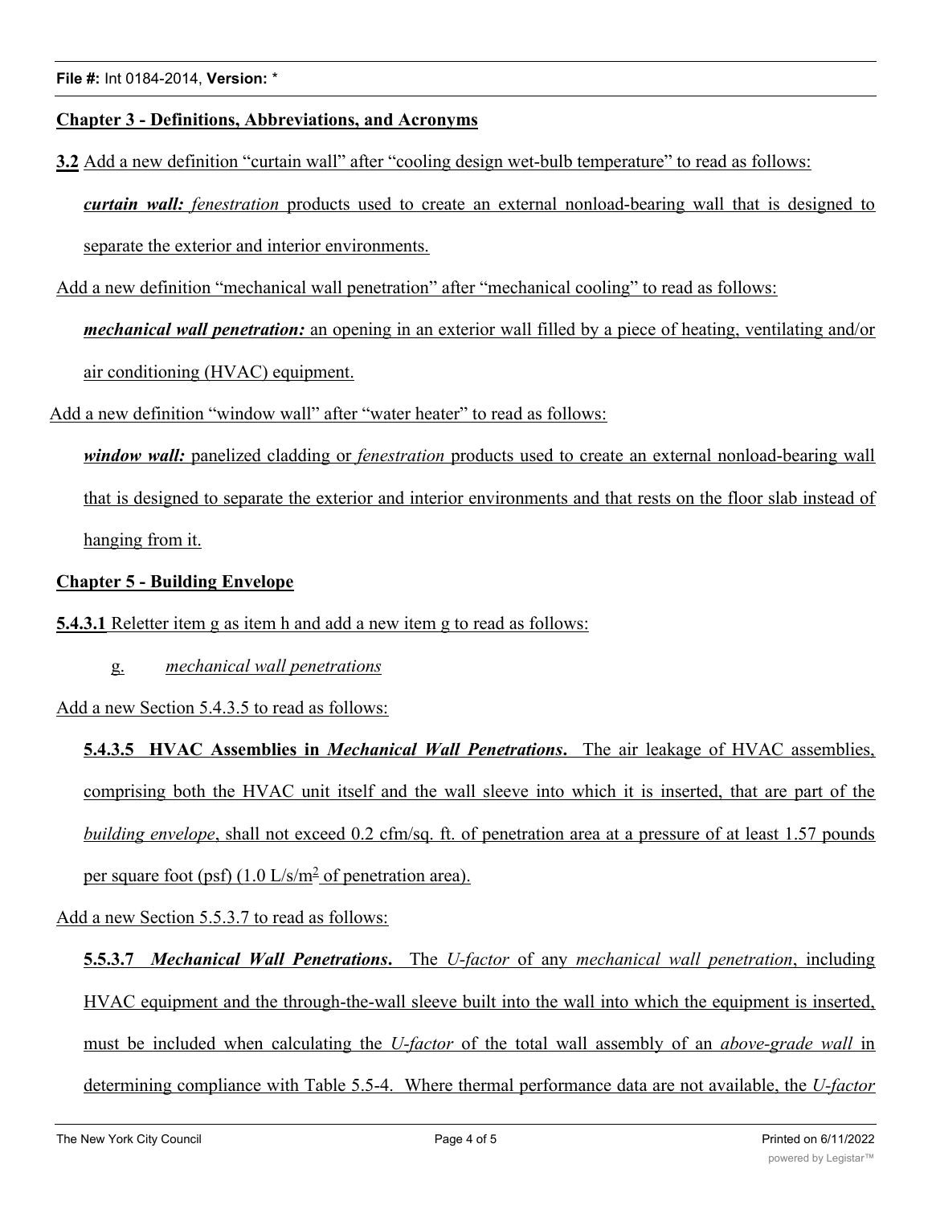**Chapter 3 - Definitions, Abbreviations, and Acronyms**

**3.2** Add a new definition "curtain wall" after "cooling design wet-bulb temperature" to read as follows:

***curtain wall:*** *fenestration* products used to create an external nonload-bearing wall that is designed to separate the exterior and interior environments.

Add a new definition "mechanical wall penetration" after "mechanical cooling" to read as follows:

***mechanical wall penetration:*** an opening in an exterior wall filled by a piece of heating, ventilating and/or air conditioning (HVAC) equipment.

Add a new definition "window wall" after "water heater" to read as follows:

***window wall:*** panelized cladding or *fenestration* products used to create an external nonload-bearing wall that is designed to separate the exterior and interior environments and that rests on the floor slab instead of hanging from it.

**Chapter 5 - Building Envelope**

**5.4.3.1** Reletter item g as item h and add a new item g to read as follows:

g. *mechanical wall penetrations*

Add a new Section 5.4.3.5 to read as follows:

**5.4.3.5 HVAC Assemblies in *Mechanical Wall Penetrations*.** The air leakage of HVAC assemblies, comprising both the HVAC unit itself and the wall sleeve into which it is inserted, that are part of the *building envelope*, shall not exceed 0.2 cfm/sq. ft. of penetration area at a pressure of at least 1.57 pounds per square foot (psf) (1.0 L/s/m$^2$ of penetration area).

Add a new Section 5.5.3.7 to read as follows:

**5.5.3.7 *Mechanical Wall Penetrations*.** The *U-factor* of any *mechanical wall penetration*, including HVAC equipment and the through-the-wall sleeve built into the wall into which the equipment is inserted, must be included when calculating the *U-factor* of the total wall assembly of an *above-grade wall* in determining compliance with Table 5.5-4. Where thermal performance data are not available, the *U-factor*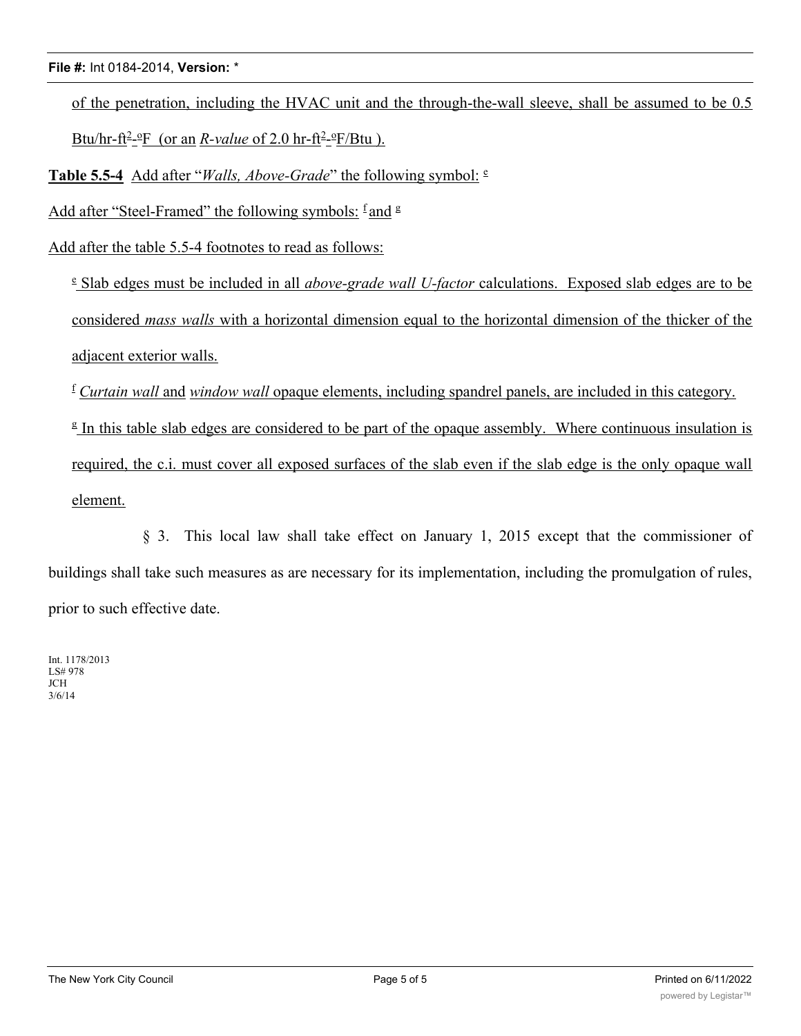of the penetration, including the HVAC unit and the through-the-wall sleeve, shall be assumed to be 0.5 Btu/hr-ft$^2$-ºF (or an *R-value* of 2.0 hr-ft$^2$-ºF/Btu ).

**Table 5.5-4** Add after "*Walls, Above-Grade*" the following symbol: [e]

Add after "Steel-Framed" the following symbols: [f] and [g]

Add after the table 5.5-4 footnotes to read as follows:

[e] Slab edges must be included in all *above-grade wall U-factor* calculations. Exposed slab edges are to be considered *mass walls* with a horizontal dimension equal to the horizontal dimension of the thicker of the adjacent exterior walls.

[f] *Curtain wall* and *window wall* opaque elements, including spandrel panels, are included in this category.

[g] In this table slab edges are considered to be part of the opaque assembly. Where continuous insulation is required, the c.i. must cover all exposed surfaces of the slab even if the slab edge is the only opaque wall element.

§ 3. This local law shall take effect on January 1, 2015 except that the commissioner of buildings shall take such measures as are necessary for its implementation, including the promulgation of rules, prior to such effective date.

Int. 1178/2013
LS# 978
JCH
3/6/14